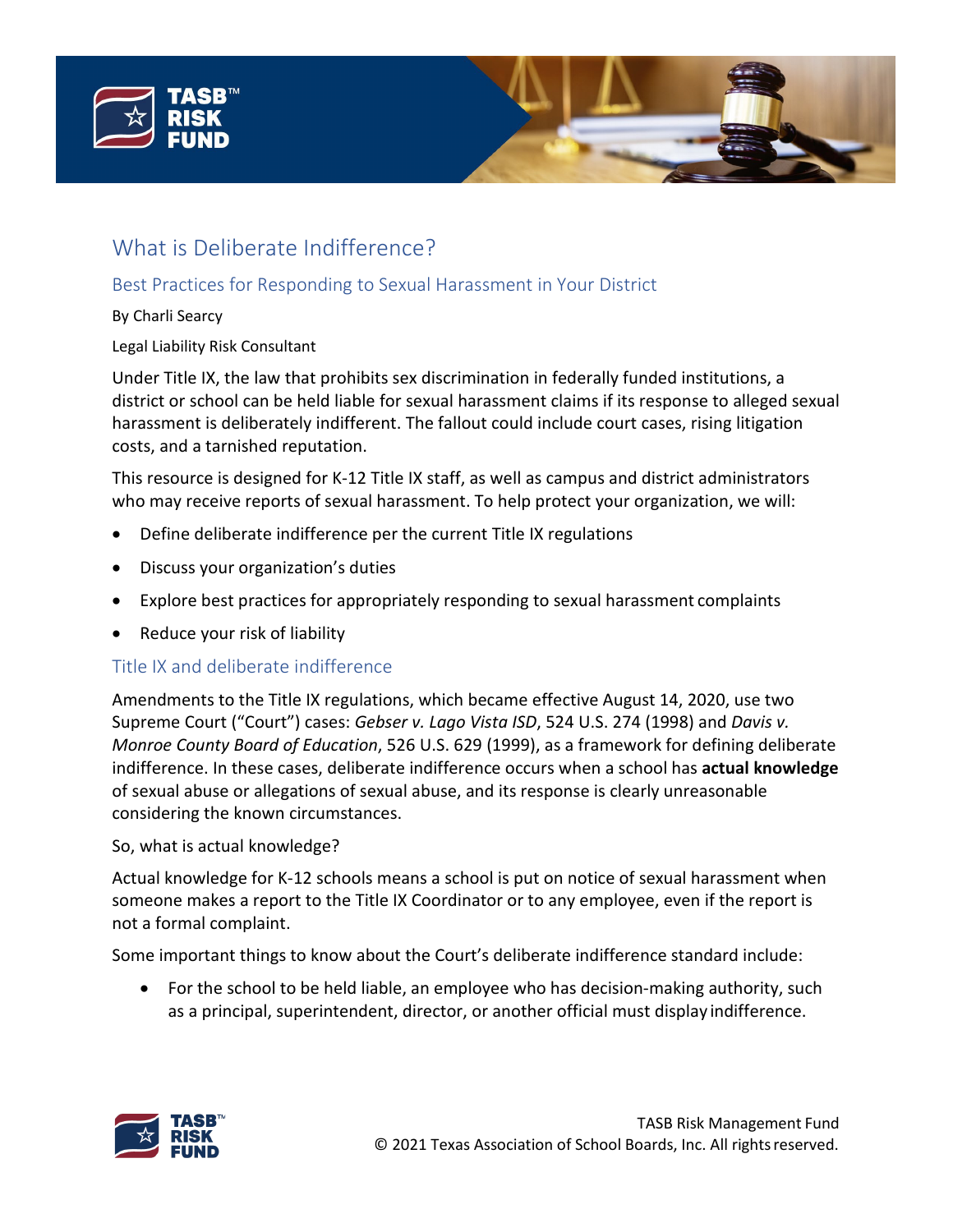# What is Deliberate Indifference?

## Best Practices for Responding to Sexual Harassment in Your District

By Charli Searcy

Legal Liability Risk Consultant

Under Title IX, the law that prohibits sex discrimination in federally funded institutions, a district or school can be held liable for sexual harassment claims if its response to alleged sexual harassment is deliberately indifferent. The fallout could include court cases, rising litigation costs, and a tarnished reputation.

This resource is designed for K-12 Title IX staff, as well as campus and district administrators who may receive reports of sexual harassment. To help protect your organization, we will:

- Define deliberate indifference per the current Title IX regulations
- Discuss your organization's duties
- Explore best practices for appropriately responding to sexual harassment complaints
- Reduce your risk of liability

## Title IX and deliberate indifference

Amendments to the Title IX regulations, which became effective August 14, 2020, use two Supreme Court ("Court") cases: *Gebser v. Lago Vista ISD*, 524 U.S. 274 (1998) and *Davis v. Monroe County Board of Education*, 526 U.S. 629 (1999), as a framework for defining deliberate indifference. In these cases, deliberate indifference occurs when a school has **actual knowledge** of sexual abuse or allegations of sexual abuse, and its response is clearly unreasonable considering the known circumstances.

So, what is actual knowledge?

Actual knowledge for K-12 schools means a school is put on notice of sexual harassment when someone makes a report to the Title IX Coordinator or to any employee, even if the report is not a formal complaint.

Some important things to know about the Court's deliberate indifference standard include:

- For the school to be held liable, an employee who has decision-making authority, such as a principal, superintendent, director, or another official must display indifference.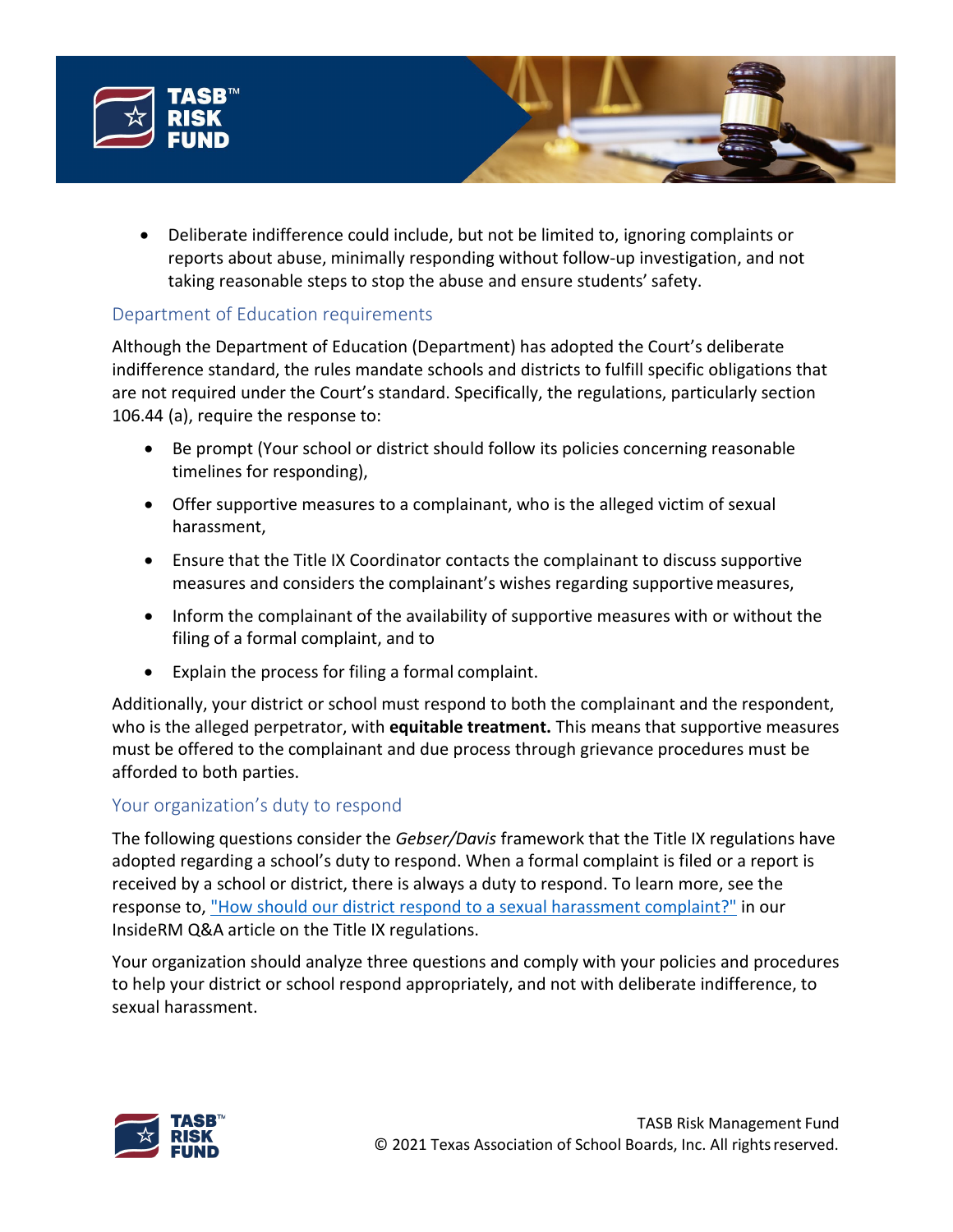- Deliberate indifference could include, but not be limited to, ignoring complaints or reports about abuse, minimally responding without follow-up investigation, and not taking reasonable steps to stop the abuse and ensure students' safety.

## Department of Education requirements

Although the Department of Education (Department) has adopted the Court's deliberate indifference standard, the rules mandate schools and districts to fulfill specific obligations that are not required under the Court's standard. Specifically, the regulations, particularly section 106.44 (a), require the response to:

- Be prompt (Your school or district should follow its policies concerning reasonable timelines for responding),
- Offer supportive measures to a complainant, who is the alleged victim of sexual harassment,
- Ensure that the Title IX Coordinator contacts the complainant to discuss supportive measures and considers the complainant's wishes regarding supportive measures,
- Inform the complainant of the availability of supportive measures with or without the filing of a formal complaint, and to
- Explain the process for filing a formal complaint.

Additionally, your district or school must respond to both the complainant and the respondent, who is the alleged perpetrator, with **equitable treatment.** This means that supportive measures must be offered to the complainant and due process through grievance procedures must be afforded to both parties.

## Your organization's duty to respond

The following questions consider the *Gebser/Davis* framework that the Title IX regulations have adopted regarding a school's duty to respond. When a formal complaint is filed or a report is received by a school or district, there is always a duty to respond. To learn more, see the response to, "How should our district respond to a sexual harassment complaint?" in our InsideRM Q&A article on the Title IX regulations.

Your organization should analyze three questions and comply with your policies and procedures to help your district or school respond appropriately, and not with deliberate indifference, to sexual harassment.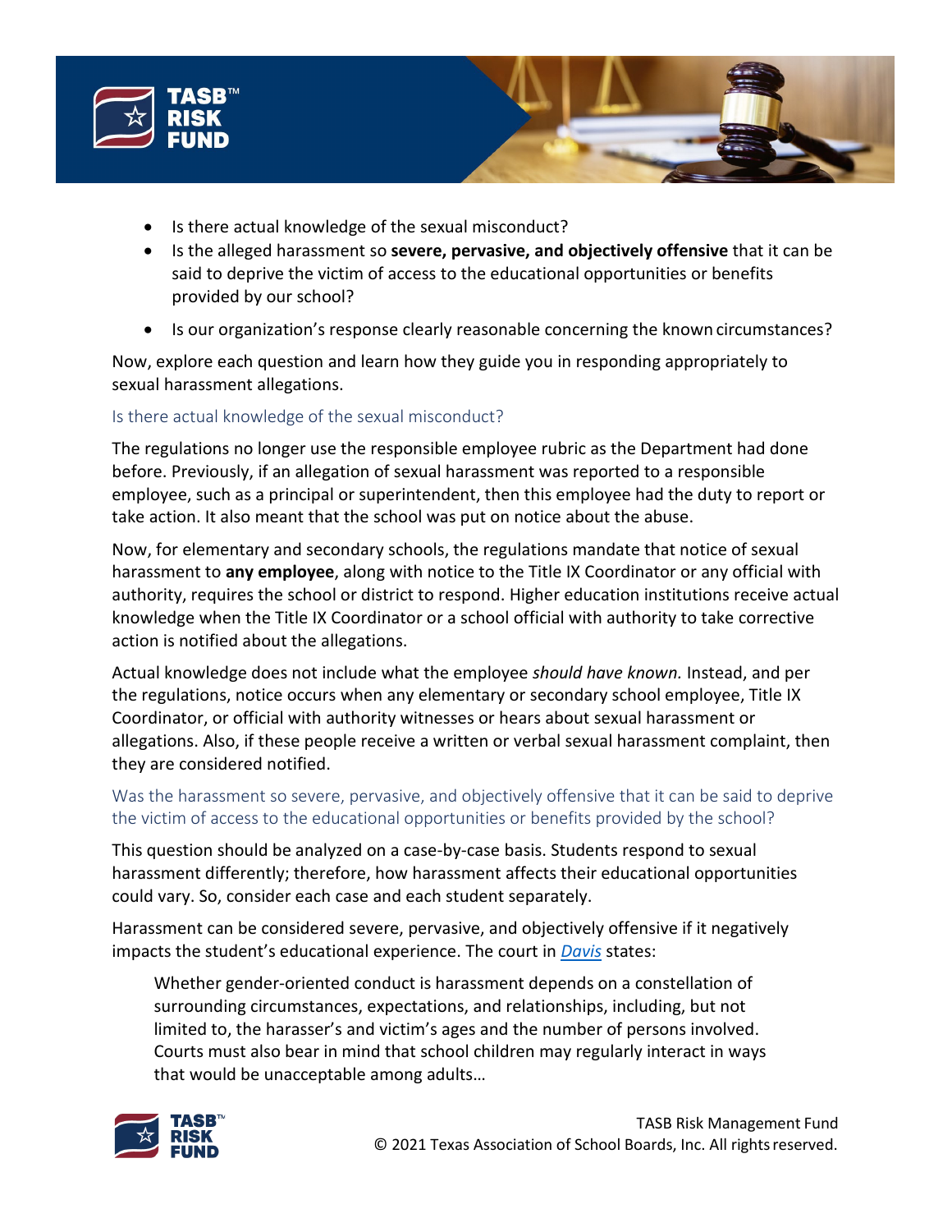- Is there actual knowledge of the sexual misconduct?
- Is the alleged harassment so **severe, pervasive, and objectively offensive** that it can be said to deprive the victim of access to the educational opportunities or benefits provided by our school?
- Is our organization's response clearly reasonable concerning the known circumstances?

Now, explore each question and learn how they guide you in responding appropriately to sexual harassment allegations.

### Is there actual knowledge of the sexual misconduct?

The regulations no longer use the responsible employee rubric as the Department had done before. Previously, if an allegation of sexual harassment was reported to a responsible employee, such as a principal or superintendent, then this employee had the duty to report or take action. It also meant that the school was put on notice about the abuse.

Now, for elementary and secondary schools, the regulations mandate that notice of sexual harassment to **any employee**, along with notice to the Title IX Coordinator or any official with authority, requires the school or district to respond. Higher education institutions receive actual knowledge when the Title IX Coordinator or a school official with authority to take corrective action is notified about the allegations.

Actual knowledge does not include what the employee *should have known.* Instead, and per the regulations, notice occurs when any elementary or secondary school employee, Title IX Coordinator, or official with authority witnesses or hears about sexual harassment or allegations. Also, if these people receive a written or verbal sexual harassment complaint, then they are considered notified.

### Was the harassment so severe, pervasive, and objectively offensive that it can be said to deprive the victim of access to the educational opportunities or benefits provided by the school?

This question should be analyzed on a case-by-case basis. Students respond to sexual harassment differently; therefore, how harassment affects their educational opportunities could vary. So, consider each case and each student separately.

Harassment can be considered severe, pervasive, and objectively offensive if it negatively impacts the student's educational experience. The court in *Davis* states:

> Whether gender-oriented conduct is harassment depends on a constellation of surrounding circumstances, expectations, and relationships, including, but not limited to, the harasser's and victim's ages and the number of persons involved. Courts must also bear in mind that school children may regularly interact in ways that would be unacceptable among adults…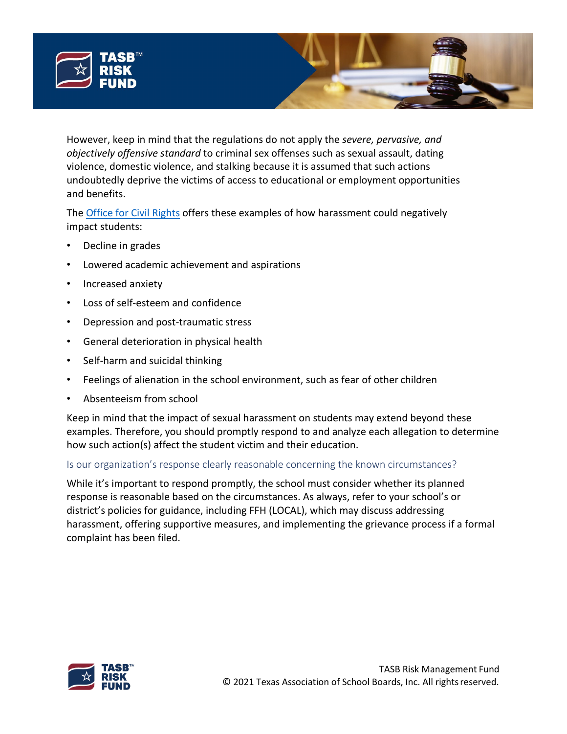However, keep in mind that the regulations do not apply the *severe, pervasive, and objectively offensive standard* to criminal sex offenses such as sexual assault, dating violence, domestic violence, and stalking because it is assumed that such actions undoubtedly deprive the victims of access to educational or employment opportunities and benefits.

The Office for Civil Rights offers these examples of how harassment could negatively impact students:

- Decline in grades
- Lowered academic achievement and aspirations
- Increased anxiety
- Loss of self-esteem and confidence
- Depression and post-traumatic stress
- General deterioration in physical health
- Self-harm and suicidal thinking
- Feelings of alienation in the school environment, such as fear of other children
- Absenteeism from school

Keep in mind that the impact of sexual harassment on students may extend beyond these examples. Therefore, you should promptly respond to and analyze each allegation to determine how such action(s) affect the student victim and their education.

### Is our organization's response clearly reasonable concerning the known circumstances?

While it's important to respond promptly, the school must consider whether its planned response is reasonable based on the circumstances. As always, refer to your school's or district's policies for guidance, including FFH (LOCAL), which may discuss addressing harassment, offering supportive measures, and implementing the grievance process if a formal complaint has been filed.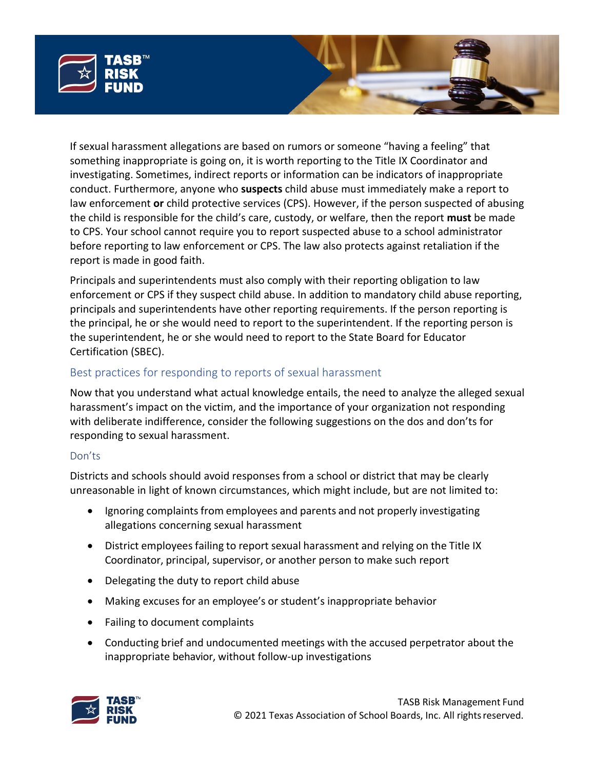If sexual harassment allegations are based on rumors or someone "having a feeling" that something inappropriate is going on, it is worth reporting to the Title IX Coordinator and investigating. Sometimes, indirect reports or information can be indicators of inappropriate conduct. Furthermore, anyone who **suspects** child abuse must immediately make a report to law enforcement **or** child protective services (CPS). However, if the person suspected of abusing the child is responsible for the child's care, custody, or welfare, then the report **must** be made to CPS. Your school cannot require you to report suspected abuse to a school administrator before reporting to law enforcement or CPS. The law also protects against retaliation if the report is made in good faith.

Principals and superintendents must also comply with their reporting obligation to law enforcement or CPS if they suspect child abuse. In addition to mandatory child abuse reporting, principals and superintendents have other reporting requirements. If the person reporting is the principal, he or she would need to report to the superintendent. If the reporting person is the superintendent, he or she would need to report to the State Board for Educator Certification (SBEC).

## Best practices for responding to reports of sexual harassment

Now that you understand what actual knowledge entails, the need to analyze the alleged sexual harassment's impact on the victim, and the importance of your organization not responding with deliberate indifference, consider the following suggestions on the dos and don'ts for responding to sexual harassment.

### Don'ts

Districts and schools should avoid responses from a school or district that may be clearly unreasonable in light of known circumstances, which might include, but are not limited to:

- Ignoring complaints from employees and parents and not properly investigating allegations concerning sexual harassment
- District employees failing to report sexual harassment and relying on the Title IX Coordinator, principal, supervisor, or another person to make such report
- Delegating the duty to report child abuse
- Making excuses for an employee's or student's inappropriate behavior
- Failing to document complaints
- Conducting brief and undocumented meetings with the accused perpetrator about the inappropriate behavior, without follow-up investigations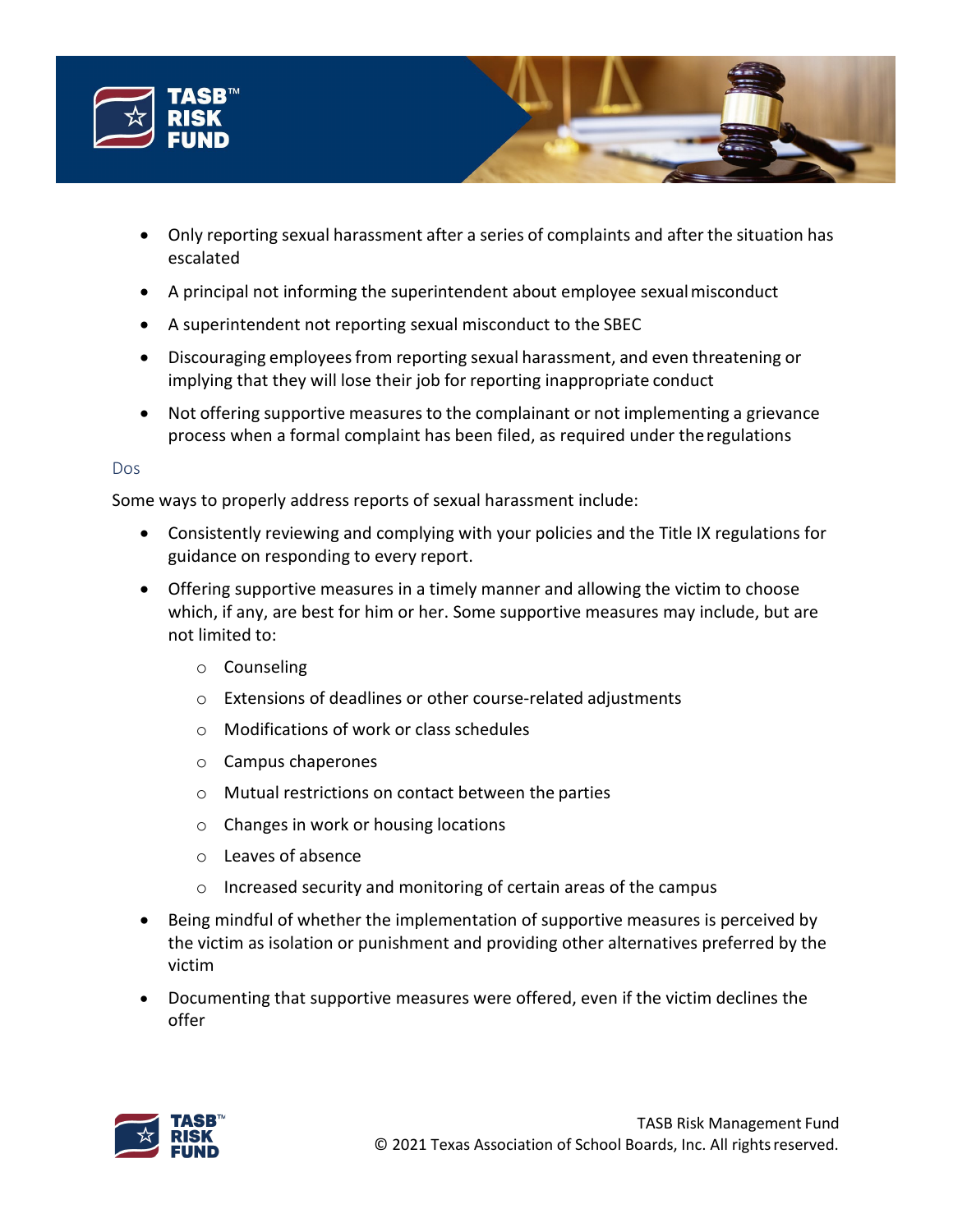- Only reporting sexual harassment after a series of complaints and after the situation has escalated
- A principal not informing the superintendent about employee sexual misconduct
- A superintendent not reporting sexual misconduct to the SBEC
- Discouraging employees from reporting sexual harassment, and even threatening or implying that they will lose their job for reporting inappropriate conduct
- Not offering supportive measures to the complainant or not implementing a grievance process when a formal complaint has been filed, as required under the regulations

### Dos

Some ways to properly address reports of sexual harassment include:

- Consistently reviewing and complying with your policies and the Title IX regulations for guidance on responding to every report.
- Offering supportive measures in a timely manner and allowing the victim to choose which, if any, are best for him or her. Some supportive measures may include, but are not limited to:
  - Counseling
  - Extensions of deadlines or other course-related adjustments
  - Modifications of work or class schedules
  - Campus chaperones
  - Mutual restrictions on contact between the parties
  - Changes in work or housing locations
  - Leaves of absence
  - Increased security and monitoring of certain areas of the campus
- Being mindful of whether the implementation of supportive measures is perceived by the victim as isolation or punishment and providing other alternatives preferred by the victim
- Documenting that supportive measures were offered, even if the victim declines the offer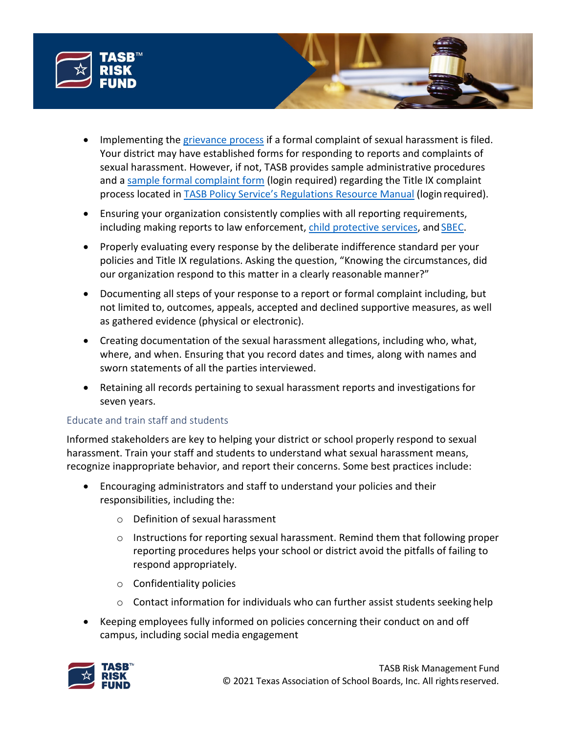- Implementing the grievance process if a formal complaint of sexual harassment is filed. Your district may have established forms for responding to reports and complaints of sexual harassment. However, if not, TASB provides sample administrative procedures and a sample formal complaint form (login required) regarding the Title IX complaint process located in TASB Policy Service's Regulations Resource Manual (login required).
- Ensuring your organization consistently complies with all reporting requirements, including making reports to law enforcement, child protective services, and SBEC.
- Properly evaluating every response by the deliberate indifference standard per your policies and Title IX regulations. Asking the question, "Knowing the circumstances, did our organization respond to this matter in a clearly reasonable manner?"
- Documenting all steps of your response to a report or formal complaint including, but not limited to, outcomes, appeals, accepted and declined supportive measures, as well as gathered evidence (physical or electronic).
- Creating documentation of the sexual harassment allegations, including who, what, where, and when. Ensuring that you record dates and times, along with names and sworn statements of all the parties interviewed.
- Retaining all records pertaining to sexual harassment reports and investigations for seven years.

### Educate and train staff and students

Informed stakeholders are key to helping your district or school properly respond to sexual harassment. Train your staff and students to understand what sexual harassment means, recognize inappropriate behavior, and report their concerns. Some best practices include:

- Encouraging administrators and staff to understand your policies and their responsibilities, including the:
  - Definition of sexual harassment
  - Instructions for reporting sexual harassment. Remind them that following proper reporting procedures helps your school or district avoid the pitfalls of failing to respond appropriately.
  - Confidentiality policies
  - Contact information for individuals who can further assist students seeking help
- Keeping employees fully informed on policies concerning their conduct on and off campus, including social media engagement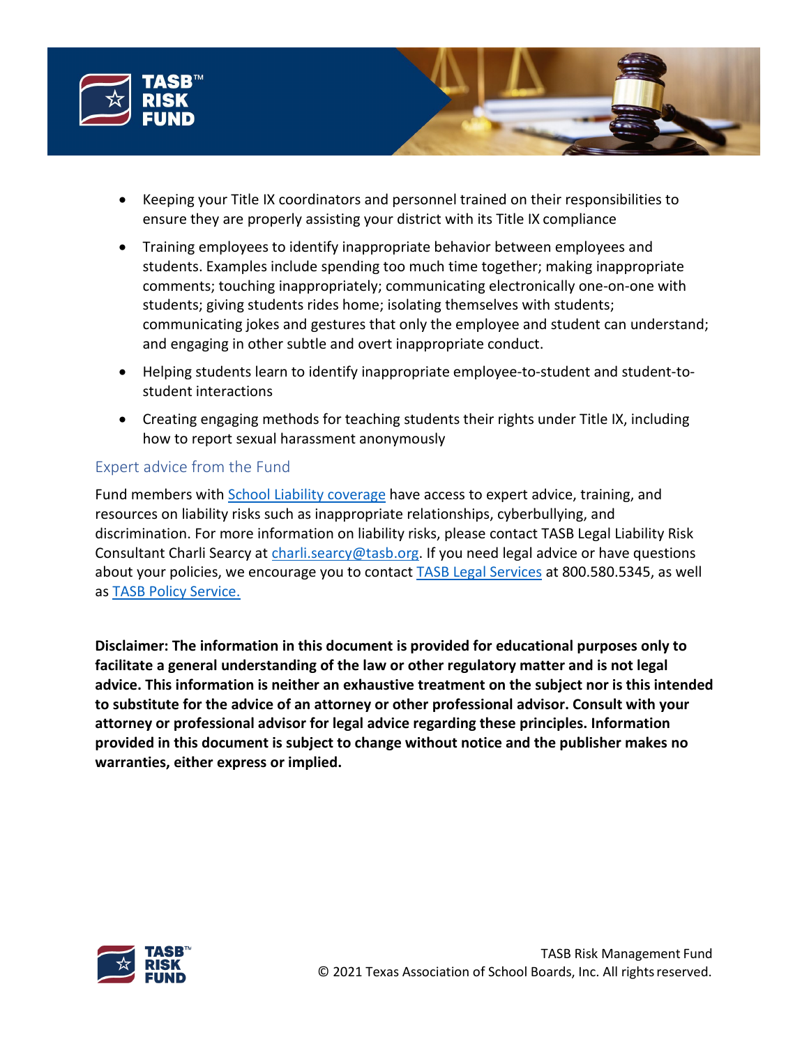- Keeping your Title IX coordinators and personnel trained on their responsibilities to ensure they are properly assisting your district with its Title IX compliance
- Training employees to identify inappropriate behavior between employees and students. Examples include spending too much time together; making inappropriate comments; touching inappropriately; communicating electronically one-on-one with students; giving students rides home; isolating themselves with students; communicating jokes and gestures that only the employee and student can understand; and engaging in other subtle and overt inappropriate conduct.
- Helping students learn to identify inappropriate employee-to-student and student-to-student interactions
- Creating engaging methods for teaching students their rights under Title IX, including how to report sexual harassment anonymously

## Expert advice from the Fund

Fund members with School Liability coverage have access to expert advice, training, and resources on liability risks such as inappropriate relationships, cyberbullying, and discrimination. For more information on liability risks, please contact TASB Legal Liability Risk Consultant Charli Searcy at charli.searcy@tasb.org. If you need legal advice or have questions about your policies, we encourage you to contact TASB Legal Services at 800.580.5345, as well as TASB Policy Service.

**Disclaimer: The information in this document is provided for educational purposes only to facilitate a general understanding of the law or other regulatory matter and is not legal advice. This information is neither an exhaustive treatment on the subject nor is this intended to substitute for the advice of an attorney or other professional advisor. Consult with your attorney or professional advisor for legal advice regarding these principles. Information provided in this document is subject to change without notice and the publisher makes no warranties, either express or implied.**

TASB Risk Management Fund
© 2021 Texas Association of School Boards, Inc. All rights reserved.